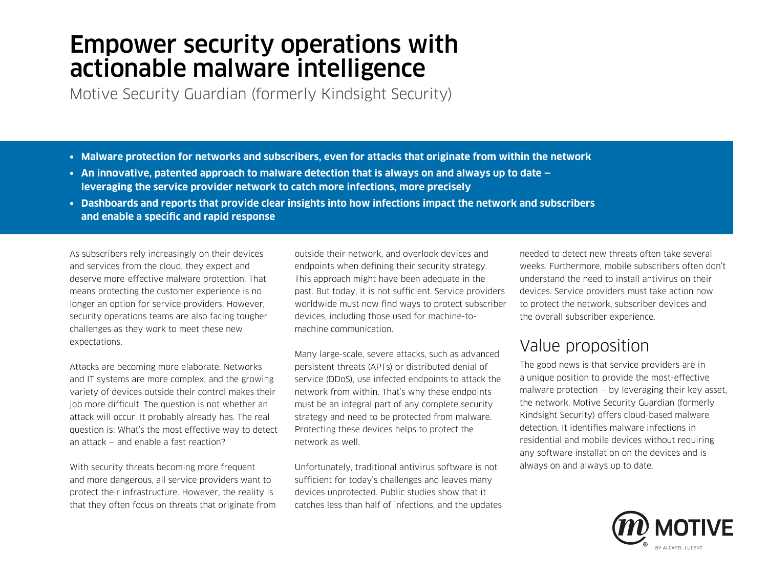# Empower security operations with actionable malware intelligence

Motive Security Guardian (formerly Kindsight Security)

- **Malware protection for networks and subscribers, even for attacks that originate from within the network**
- **An innovative, patented approach to malware detection that is always on and always up to date — leveraging the service provider network to catch more infections, more precisely**
- **Dashboards and reports that provide clear insights into how infections impact the network and subscribers and enable a specific and rapid response**

As subscribers rely increasingly on their devices and services from the cloud, they expect and deserve more-effective malware protection. That means protecting the customer experience is no longer an option for service providers. However, security operations teams are also facing tougher challenges as they work to meet these new expectations.

Attacks are becoming more elaborate. Networks and IT systems are more complex, and the growing variety of devices outside their control makes their job more difficult. The question is not whether an attack will occur. It probably already has. The real question is: What's the most effective way to detect an attack — and enable a fast reaction?

With security threats becoming more frequent and more dangerous, all service providers want to protect their infrastructure. However, the reality is that they often focus on threats that originate from outside their network, and overlook devices and endpoints when defining their security strategy. This approach might have been adequate in the past. But today, it is not sufficient. Service providers worldwide must now find ways to protect subscriber devices, including those used for machine-to-machine communication.

Many large-scale, severe attacks, such as advanced persistent threats (APTs) or distributed denial of service (DDoS), use infected endpoints to attack the network from within. That's why these endpoints must be an integral part of any complete security strategy and need to be protected from malware. Protecting these devices helps to protect the network as well.

Unfortunately, traditional antivirus software is not sufficient for today's challenges and leaves many devices unprotected. Public studies show that it catches less than half of infections, and the updates needed to detect new threats often take several weeks. Furthermore, mobile subscribers often don't understand the need to install antivirus on their devices. Service providers must take action now to protect the network, subscriber devices and the overall subscriber experience.

## Value proposition

The good news is that service providers are in a unique position to provide the most-effective malware protection — by leveraging their key asset, the network. Motive Security Guardian (formerly Kindsight Security) offers cloud-based malware detection. It identifies malware infections in residential and mobile devices without requiring any software installation on the devices and is always on and always up to date.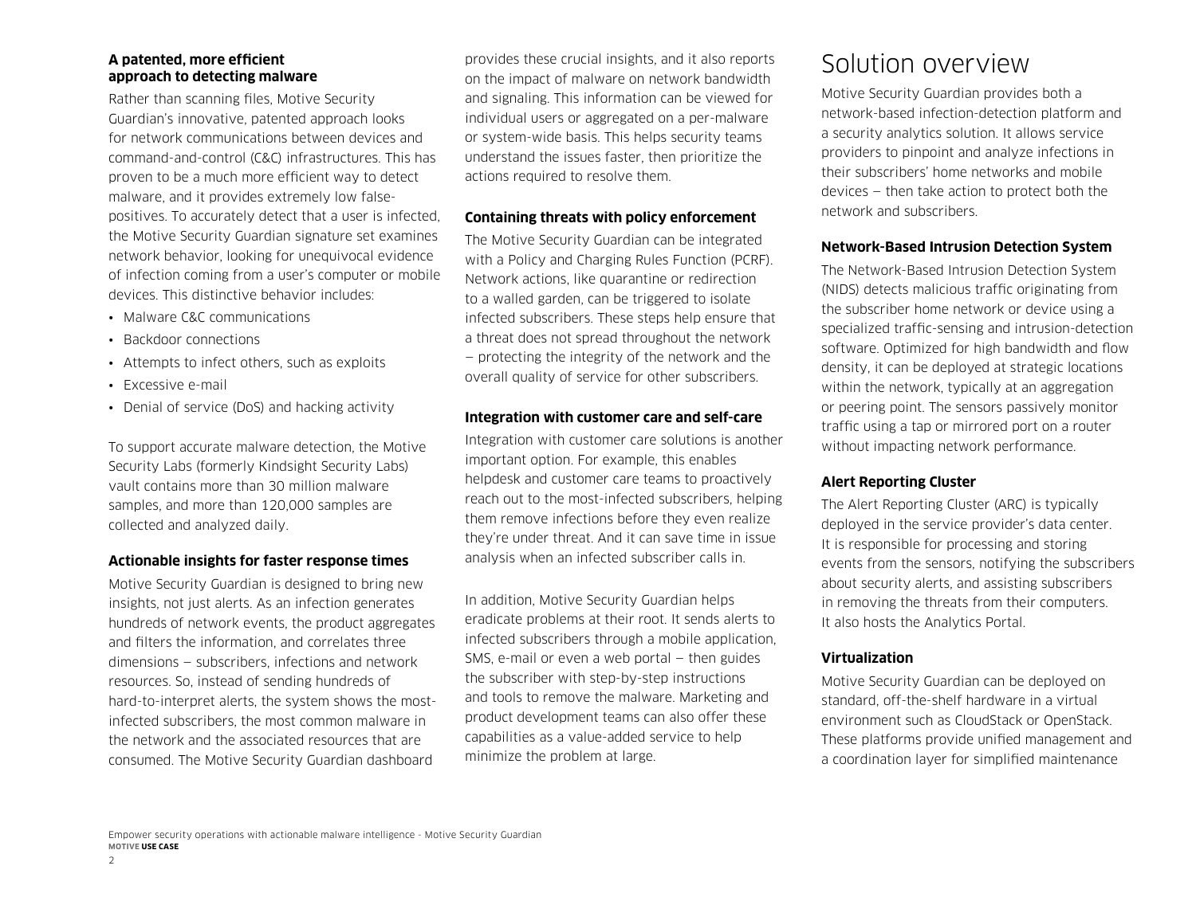### A patented, more efficient approach to detecting malware

Rather than scanning files, Motive Security Guardian's innovative, patented approach looks for network communications between devices and command-and-control (C&C) infrastructures. This has proven to be a much more efficient way to detect malware, and it provides extremely low false-positives. To accurately detect that a user is infected, the Motive Security Guardian signature set examines network behavior, looking for unequivocal evidence of infection coming from a user's computer or mobile devices. This distinctive behavior includes:

- Malware C&C communications
- Backdoor connections
- Attempts to infect others, such as exploits
- Excessive e-mail
- Denial of service (DoS) and hacking activity

To support accurate malware detection, the Motive Security Labs (formerly Kindsight Security Labs) vault contains more than 30 million malware samples, and more than 120,000 samples are collected and analyzed daily.

### Actionable insights for faster response times

Motive Security Guardian is designed to bring new insights, not just alerts. As an infection generates hundreds of network events, the product aggregates and filters the information, and correlates three dimensions — subscribers, infections and network resources. So, instead of sending hundreds of hard-to-interpret alerts, the system shows the most-infected subscribers, the most common malware in the network and the associated resources that are consumed. The Motive Security Guardian dashboard provides these crucial insights, and it also reports on the impact of malware on network bandwidth and signaling. This information can be viewed for individual users or aggregated on a per-malware or system-wide basis. This helps security teams understand the issues faster, then prioritize the actions required to resolve them.

### Containing threats with policy enforcement

The Motive Security Guardian can be integrated with a Policy and Charging Rules Function (PCRF). Network actions, like quarantine or redirection to a walled garden, can be triggered to isolate infected subscribers. These steps help ensure that a threat does not spread throughout the network — protecting the integrity of the network and the overall quality of service for other subscribers.

### Integration with customer care and self-care

Integration with customer care solutions is another important option. For example, this enables helpdesk and customer care teams to proactively reach out to the most-infected subscribers, helping them remove infections before they even realize they're under threat. And it can save time in issue analysis when an infected subscriber calls in.

In addition, Motive Security Guardian helps eradicate problems at their root. It sends alerts to infected subscribers through a mobile application, SMS, e-mail or even a web portal — then guides the subscriber with step-by-step instructions and tools to remove the malware. Marketing and product development teams can also offer these capabilities as a value-added service to help minimize the problem at large.

# Solution overview

Motive Security Guardian provides both a network-based infection-detection platform and a security analytics solution. It allows service providers to pinpoint and analyze infections in their subscribers' home networks and mobile devices — then take action to protect both the network and subscribers.

### Network-Based Intrusion Detection System

The Network-Based Intrusion Detection System (NIDS) detects malicious traffic originating from the subscriber home network or device using a specialized traffic-sensing and intrusion-detection software. Optimized for high bandwidth and flow density, it can be deployed at strategic locations within the network, typically at an aggregation or peering point. The sensors passively monitor traffic using a tap or mirrored port on a router without impacting network performance.

### Alert Reporting Cluster

The Alert Reporting Cluster (ARC) is typically deployed in the service provider's data center. It is responsible for processing and storing events from the sensors, notifying the subscribers about security alerts, and assisting subscribers in removing the threats from their computers. It also hosts the Analytics Portal.

### Virtualization

Motive Security Guardian can be deployed on standard, off-the-shelf hardware in a virtual environment such as CloudStack or OpenStack. These platforms provide unified management and a coordination layer for simplified maintenance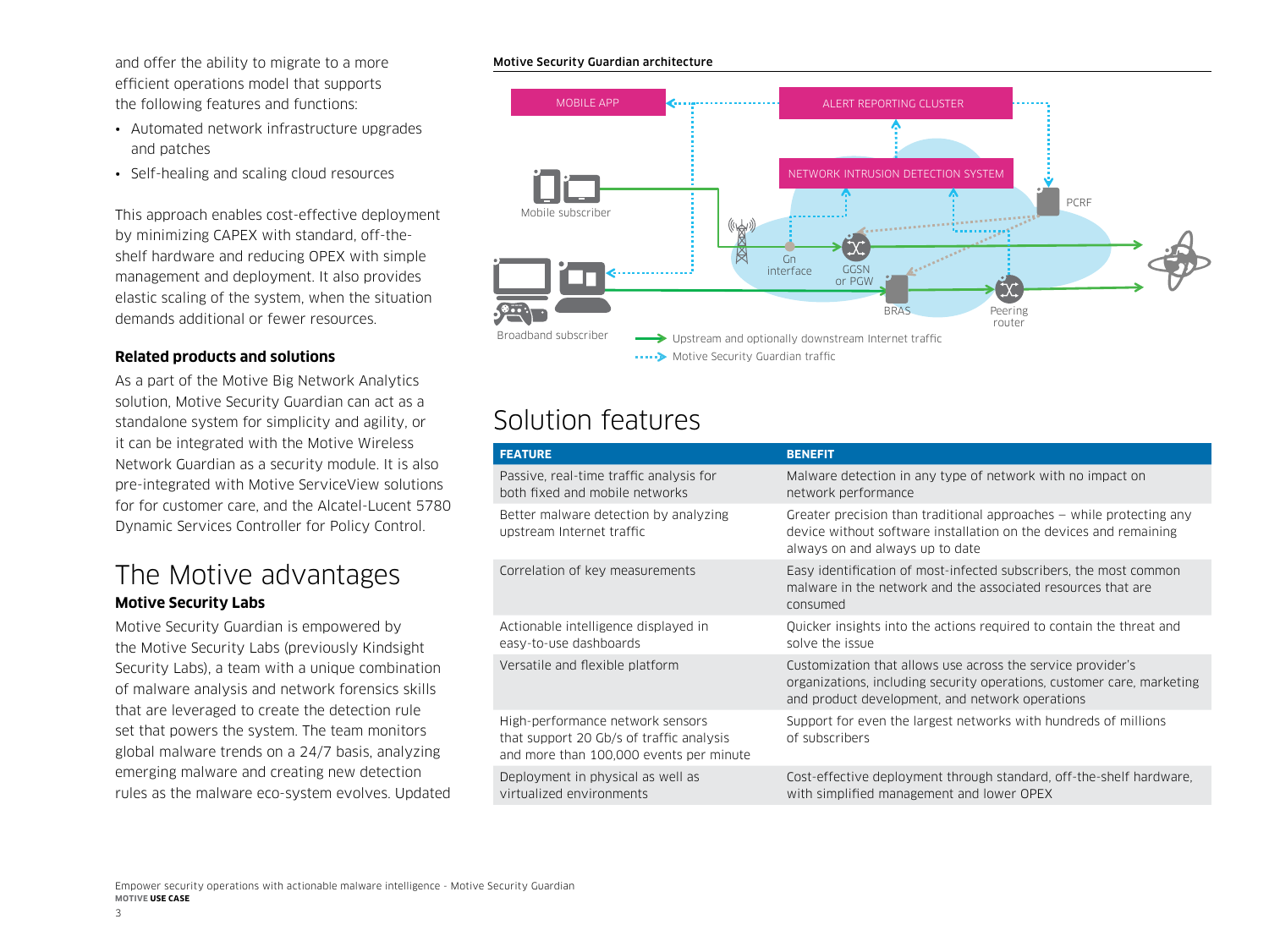and offer the ability to migrate to a more efficient operations model that supports the following features and functions:

- Automated network infrastructure upgrades and patches
- Self-healing and scaling cloud resources

This approach enables cost-effective deployment by minimizing CAPEX with standard, off-the-shelf hardware and reducing OPEX with simple management and deployment. It also provides elastic scaling of the system, when the situation demands additional or fewer resources.

### Related products and solutions

As a part of the Motive Big Network Analytics solution, Motive Security Guardian can act as a standalone system for simplicity and agility, or it can be integrated with the Motive Wireless Network Guardian as a security module. It is also pre-integrated with Motive ServiceView solutions for for customer care, and the Alcatel-Lucent 5780 Dynamic Services Controller for Policy Control.

## The Motive advantages

### Motive Security Labs

Motive Security Guardian is empowered by the Motive Security Labs (previously Kindsight Security Labs), a team with a unique combination of malware analysis and network forensics skills that are leveraged to create the detection rule set that powers the system. The team monitors global malware trends on a 24/7 basis, analyzing emerging malware and creating new detection rules as the malware eco-system evolves. Updated

**Motive Security Guardian architecture**

MOBILE APP

ALERT REPORTING CLUSTER

NETWORK INTRUSION DETECTION SYSTEM

Mobile subscriber

PCRF

Gn interface

GGSN or PGW

BRAS

Peering router

Broadband subscriber

Upstream and optionally downstream Internet traffic

Motive Security Guardian traffic

## Solution features

| FEATURE | BENEFIT |
|---|---|
| Passive, real-time traffic analysis for both fixed and mobile networks | Malware detection in any type of network with no impact on network performance |
| Better malware detection by analyzing upstream Internet traffic | Greater precision than traditional approaches – while protecting any device without software installation on the devices and remaining always on and always up to date |
| Correlation of key measurements | Easy identification of most-infected subscribers, the most common malware in the network and the associated resources that are consumed |
| Actionable intelligence displayed in easy-to-use dashboards | Quicker insights into the actions required to contain the threat and solve the issue |
| Versatile and flexible platform | Customization that allows use across the service provider's organizations, including security operations, customer care, marketing and product development, and network operations |
| High-performance network sensors that support 20 Gb/s of traffic analysis and more than 100,000 events per minute | Support for even the largest networks with hundreds of millions of subscribers |
| Deployment in physical as well as virtualized environments | Cost-effective deployment through standard, off-the-shelf hardware, with simplified management and lower OPEX |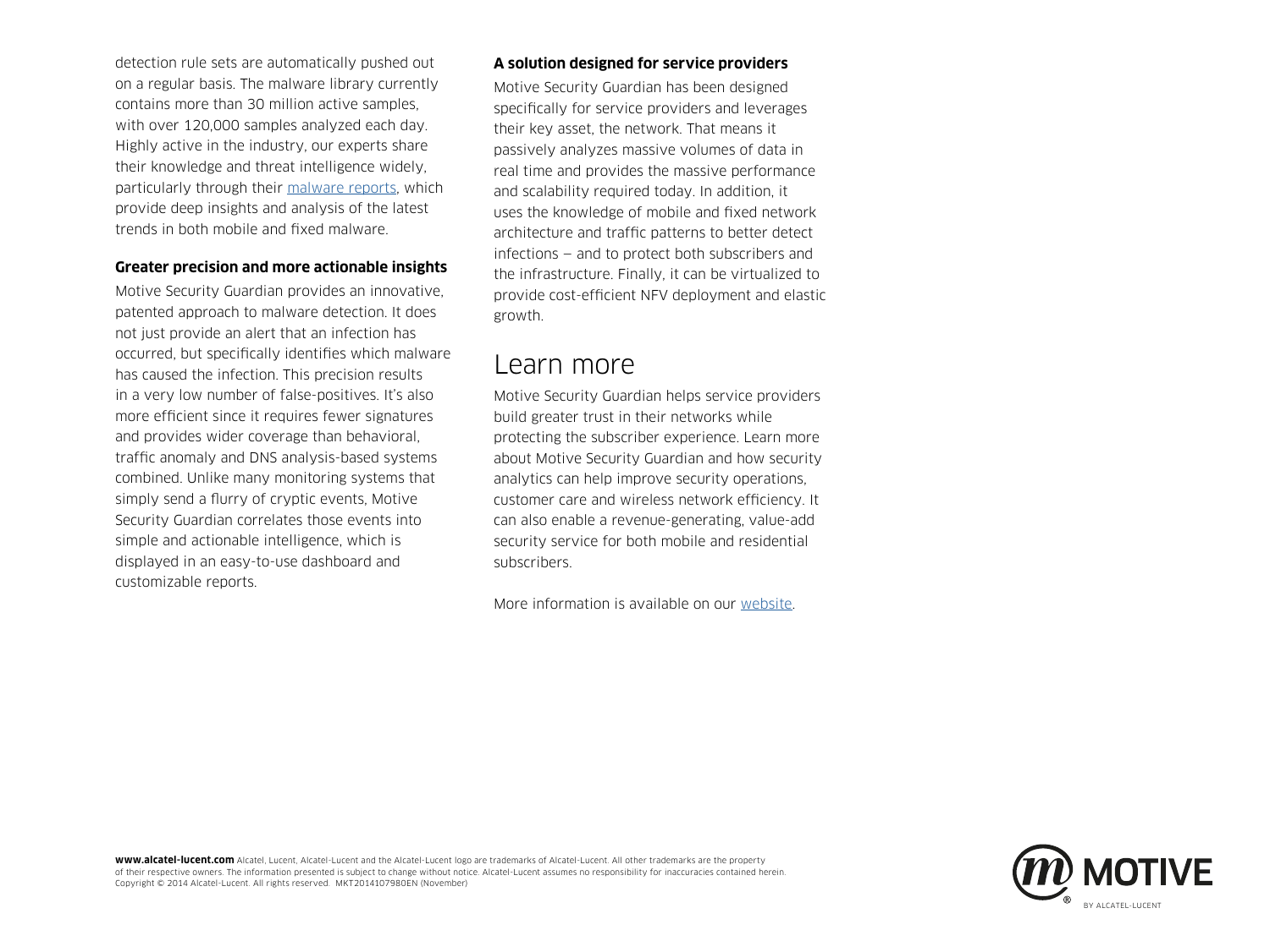detection rule sets are automatically pushed out on a regular basis. The malware library currently contains more than 30 million active samples, with over 120,000 samples analyzed each day. Highly active in the industry, our experts share their knowledge and threat intelligence widely, particularly through their malware reports, which provide deep insights and analysis of the latest trends in both mobile and fixed malware.

**Greater precision and more actionable insights**

Motive Security Guardian provides an innovative, patented approach to malware detection. It does not just provide an alert that an infection has occurred, but specifically identifies which malware has caused the infection. This precision results in a very low number of false-positives. It's also more efficient since it requires fewer signatures and provides wider coverage than behavioral, traffic anomaly and DNS analysis-based systems combined. Unlike many monitoring systems that simply send a flurry of cryptic events, Motive Security Guardian correlates those events into simple and actionable intelligence, which is displayed in an easy-to-use dashboard and customizable reports.

**A solution designed for service providers**

Motive Security Guardian has been designed specifically for service providers and leverages their key asset, the network. That means it passively analyzes massive volumes of data in real time and provides the massive performance and scalability required today. In addition, it uses the knowledge of mobile and fixed network architecture and traffic patterns to better detect infections — and to protect both subscribers and the infrastructure. Finally, it can be virtualized to provide cost-efficient NFV deployment and elastic growth.

## Learn more

Motive Security Guardian helps service providers build greater trust in their networks while protecting the subscriber experience. Learn more about Motive Security Guardian and how security analytics can help improve security operations, customer care and wireless network efficiency. It can also enable a revenue-generating, value-add security service for both mobile and residential subscribers.

More information is available on our website.

**www.alcatel-lucent.com** Alcatel, Lucent, Alcatel-Lucent and the Alcatel-Lucent logo are trademarks of Alcatel-Lucent. All other trademarks are the property of their respective owners. The information presented is subject to change without notice. Alcatel-Lucent assumes no responsibility for inaccuracies contained herein. Copyright © 2014 Alcatel-Lucent. All rights reserved. MKT2014107980EN (November)

MOTIVE
BY ALCATEL-LUCENT